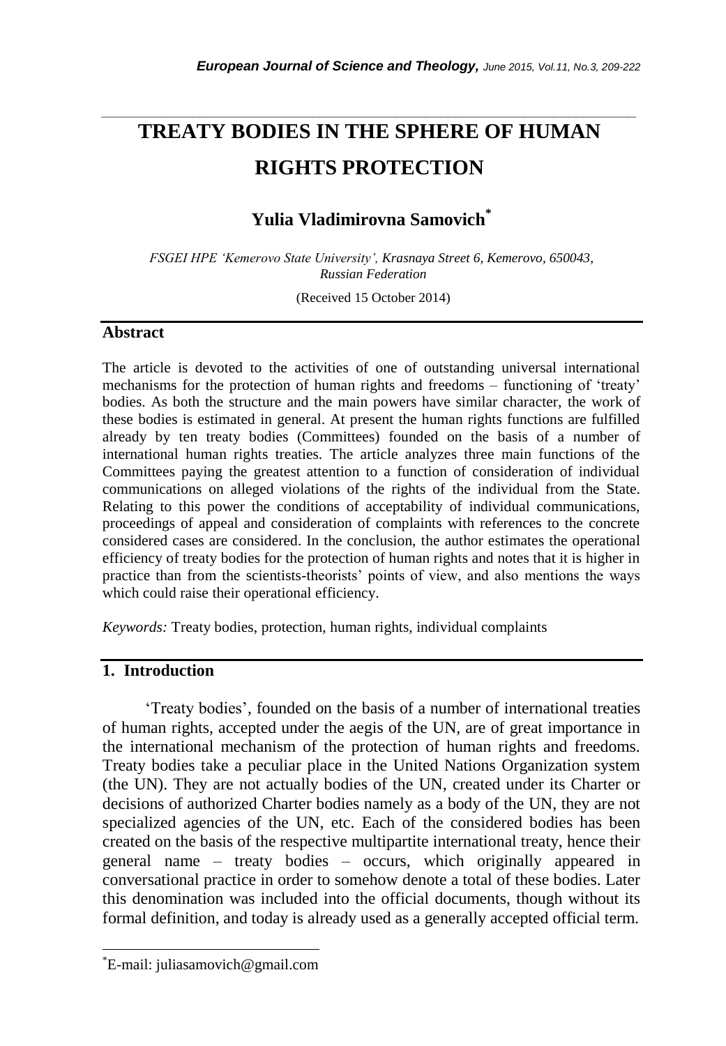# TREATY BODIES IN THE SPHERE OF HUMAN RIGHTS PROTECTION

**Yulia Vladimirovna Samovich**[*]

*FSGEI HPE 'Kemerovo State University', Krasnaya Street 6, Kemerovo, 650043, Russian Federation*

(Received 15 October 2014)

## Abstract

The article is devoted to the activities of one of outstanding universal international mechanisms for the protection of human rights and freedoms – functioning of 'treaty' bodies. As both the structure and the main powers have similar character, the work of these bodies is estimated in general. At present the human rights functions are fulfilled already by ten treaty bodies (Committees) founded on the basis of a number of international human rights treaties. The article analyzes three main functions of the Committees paying the greatest attention to a function of consideration of individual communications on alleged violations of the rights of the individual from the State. Relating to this power the conditions of acceptability of individual communications, proceedings of appeal and consideration of complaints with references to the concrete considered cases are considered. In the conclusion, the author estimates the operational efficiency of treaty bodies for the protection of human rights and notes that it is higher in practice than from the scientists-theorists' points of view, and also mentions the ways which could raise their operational efficiency.

*Keywords:* Treaty bodies, protection, human rights, individual complaints

## 1. Introduction

'Treaty bodies', founded on the basis of a number of international treaties of human rights, accepted under the aegis of the UN, are of great importance in the international mechanism of the protection of human rights and freedoms. Treaty bodies take a peculiar place in the United Nations Organization system (the UN). They are not actually bodies of the UN, created under its Charter or decisions of authorized Charter bodies namely as a body of the UN, they are not specialized agencies of the UN, etc. Each of the considered bodies has been created on the basis of the respective multipartite international treaty, hence their general name – treaty bodies – occurs, which originally appeared in conversational practice in order to somehow denote a total of these bodies. Later this denomination was included into the official documents, though without its formal definition, and today is already used as a generally accepted official term.

[*]E-mail: juliasamovich@gmail.com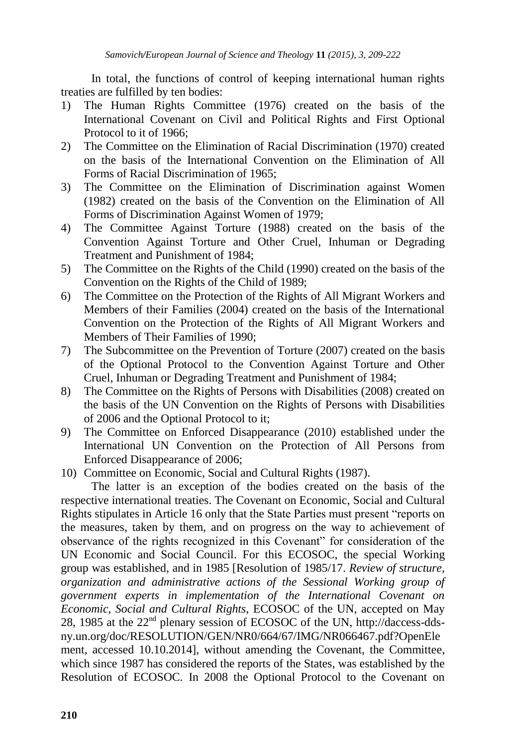In total, the functions of control of keeping international human rights treaties are fulfilled by ten bodies:

1) The Human Rights Committee (1976) created on the basis of the International Covenant on Civil and Political Rights and First Optional Protocol to it of 1966;
2) The Committee on the Elimination of Racial Discrimination (1970) created on the basis of the International Convention on the Elimination of All Forms of Racial Discrimination of 1965;
3) The Committee on the Elimination of Discrimination against Women (1982) created on the basis of the Convention on the Elimination of All Forms of Discrimination Against Women of 1979;
4) The Committee Against Torture (1988) created on the basis of the Convention Against Torture and Other Cruel, Inhuman or Degrading Treatment and Punishment of 1984;
5) The Committee on the Rights of the Child (1990) created on the basis of the Convention on the Rights of the Child of 1989;
6) The Committee on the Protection of the Rights of All Migrant Workers and Members of their Families (2004) created on the basis of the International Convention on the Protection of the Rights of All Migrant Workers and Members of Their Families of 1990;
7) The Subcommittee on the Prevention of Torture (2007) created on the basis of the Optional Protocol to the Convention Against Torture and Other Cruel, Inhuman or Degrading Treatment and Punishment of 1984;
8) The Committee on the Rights of Persons with Disabilities (2008) created on the basis of the UN Convention on the Rights of Persons with Disabilities of 2006 and the Optional Protocol to it;
9) The Committee on Enforced Disappearance (2010) established under the International UN Convention on the Protection of All Persons from Enforced Disappearance of 2006;
10) Committee on Economic, Social and Cultural Rights (1987).

The latter is an exception of the bodies created on the basis of the respective international treaties. The Covenant on Economic, Social and Cultural Rights stipulates in Article 16 only that the State Parties must present "reports on the measures, taken by them, and on progress on the way to achievement of observance of the rights recognized in this Covenant" for consideration of the UN Economic and Social Council. For this ECOSOC, the special Working group was established, and in 1985 [Resolution of 1985/17. *Review of structure, organization and administrative actions of the Sessional Working group of government experts in implementation of the International Covenant on Economic, Social and Cultural Rights*, ECOSOC of the UN, accepted on May 28, 1985 at the 22nd plenary session of ECOSOC of the UN, http://daccess-dds-ny.un.org/doc/RESOLUTION/GEN/NR0/664/67/IMG/NR066467.pdf?OpenElement, accessed 10.10.2014], without amending the Covenant, the Committee, which since 1987 has considered the reports of the States, was established by the Resolution of ECOSOC. In 2008 the Optional Protocol to the Covenant on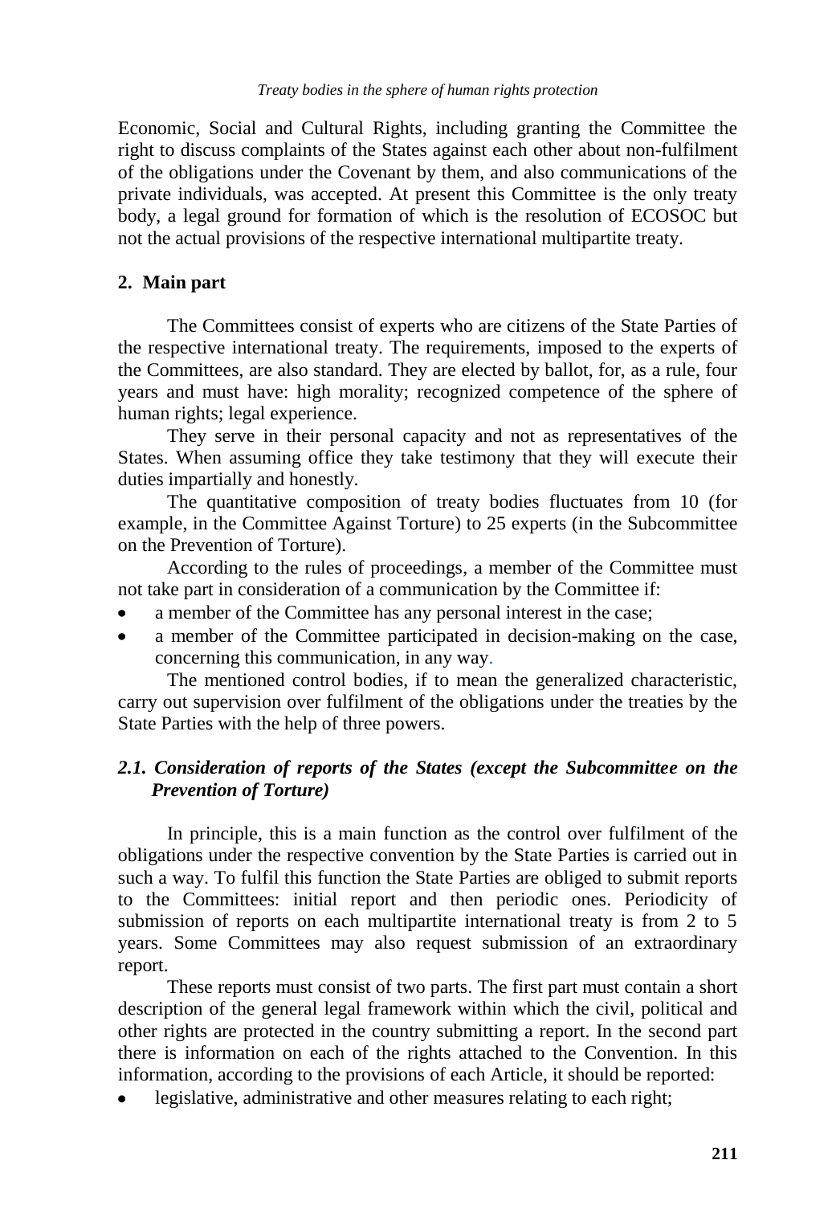Economic, Social and Cultural Rights, including granting the Committee the right to discuss complaints of the States against each other about non-fulfilment of the obligations under the Covenant by them, and also communications of the private individuals, was accepted. At present this Committee is the only treaty body, a legal ground for formation of which is the resolution of ECOSOC but not the actual provisions of the respective international multipartite treaty.

## 2. Main part

The Committees consist of experts who are citizens of the State Parties of the respective international treaty. The requirements, imposed to the experts of the Committees, are also standard. They are elected by ballot, for, as a rule, four years and must have: high morality; recognized competence of the sphere of human rights; legal experience.

They serve in their personal capacity and not as representatives of the States. When assuming office they take testimony that they will execute their duties impartially and honestly.

The quantitative composition of treaty bodies fluctuates from 10 (for example, in the Committee Against Torture) to 25 experts (in the Subcommittee on the Prevention of Torture).

According to the rules of proceedings, a member of the Committee must not take part in consideration of a communication by the Committee if:

- a member of the Committee has any personal interest in the case;
- a member of the Committee participated in decision-making on the case, concerning this communication, in any way.

The mentioned control bodies, if to mean the generalized characteristic, carry out supervision over fulfilment of the obligations under the treaties by the State Parties with the help of three powers.

### *2.1. Consideration of reports of the States (except the Subcommittee on the Prevention of Torture)*

In principle, this is a main function as the control over fulfilment of the obligations under the respective convention by the State Parties is carried out in such a way. To fulfil this function the State Parties are obliged to submit reports to the Committees: initial report and then periodic ones. Periodicity of submission of reports on each multipartite international treaty is from 2 to 5 years. Some Committees may also request submission of an extraordinary report.

These reports must consist of two parts. The first part must contain a short description of the general legal framework within which the civil, political and other rights are protected in the country submitting a report. In the second part there is information on each of the rights attached to the Convention. In this information, according to the provisions of each Article, it should be reported:

- legislative, administrative and other measures relating to each right;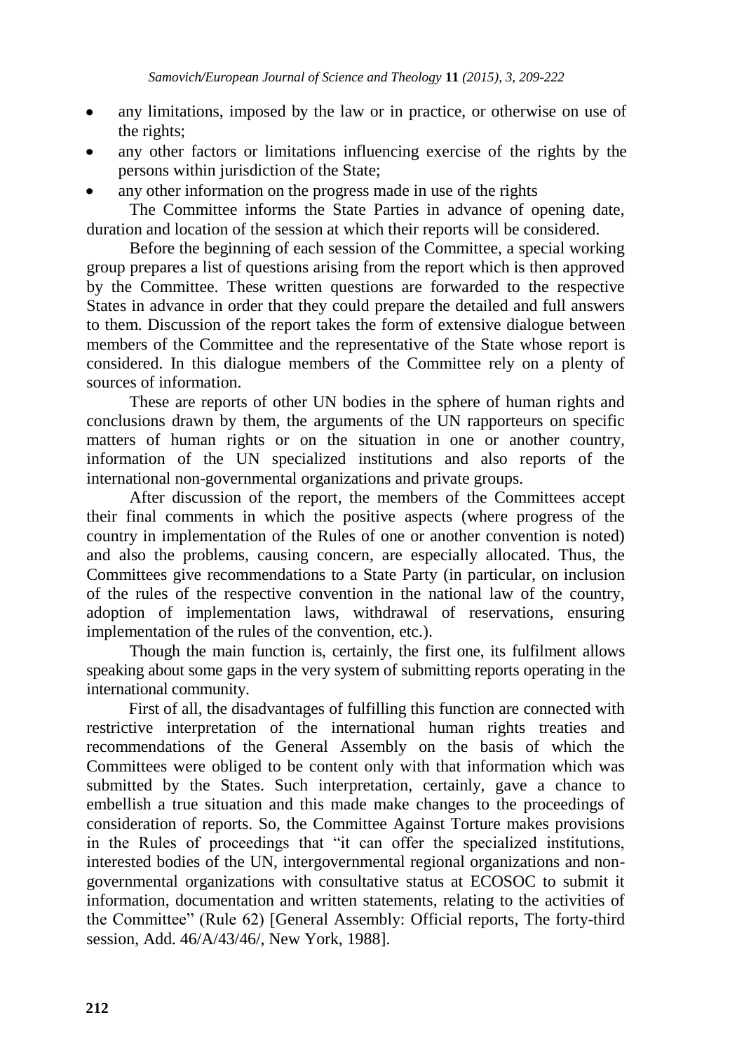- any limitations, imposed by the law or in practice, or otherwise on use of the rights;
- any other factors or limitations influencing exercise of the rights by the persons within jurisdiction of the State;
- any other information on the progress made in use of the rights

The Committee informs the State Parties in advance of opening date, duration and location of the session at which their reports will be considered.

Before the beginning of each session of the Committee, a special working group prepares a list of questions arising from the report which is then approved by the Committee. These written questions are forwarded to the respective States in advance in order that they could prepare the detailed and full answers to them. Discussion of the report takes the form of extensive dialogue between members of the Committee and the representative of the State whose report is considered. In this dialogue members of the Committee rely on a plenty of sources of information.

These are reports of other UN bodies in the sphere of human rights and conclusions drawn by them, the arguments of the UN rapporteurs on specific matters of human rights or on the situation in one or another country, information of the UN specialized institutions and also reports of the international non-governmental organizations and private groups.

After discussion of the report, the members of the Committees accept their final comments in which the positive aspects (where progress of the country in implementation of the Rules of one or another convention is noted) and also the problems, causing concern, are especially allocated. Thus, the Committees give recommendations to a State Party (in particular, on inclusion of the rules of the respective convention in the national law of the country, adoption of implementation laws, withdrawal of reservations, ensuring implementation of the rules of the convention, etc.).

Though the main function is, certainly, the first one, its fulfilment allows speaking about some gaps in the very system of submitting reports operating in the international community.

First of all, the disadvantages of fulfilling this function are connected with restrictive interpretation of the international human rights treaties and recommendations of the General Assembly on the basis of which the Committees were obliged to be content only with that information which was submitted by the States. Such interpretation, certainly, gave a chance to embellish a true situation and this made make changes to the proceedings of consideration of reports. So, the Committee Against Torture makes provisions in the Rules of proceedings that "it can offer the specialized institutions, interested bodies of the UN, intergovernmental regional organizations and non-governmental organizations with consultative status at ECOSOC to submit it information, documentation and written statements, relating to the activities of the Committee" (Rule 62) [General Assembly: Official reports, The forty-third session, Add. 46/A/43/46/, New York, 1988].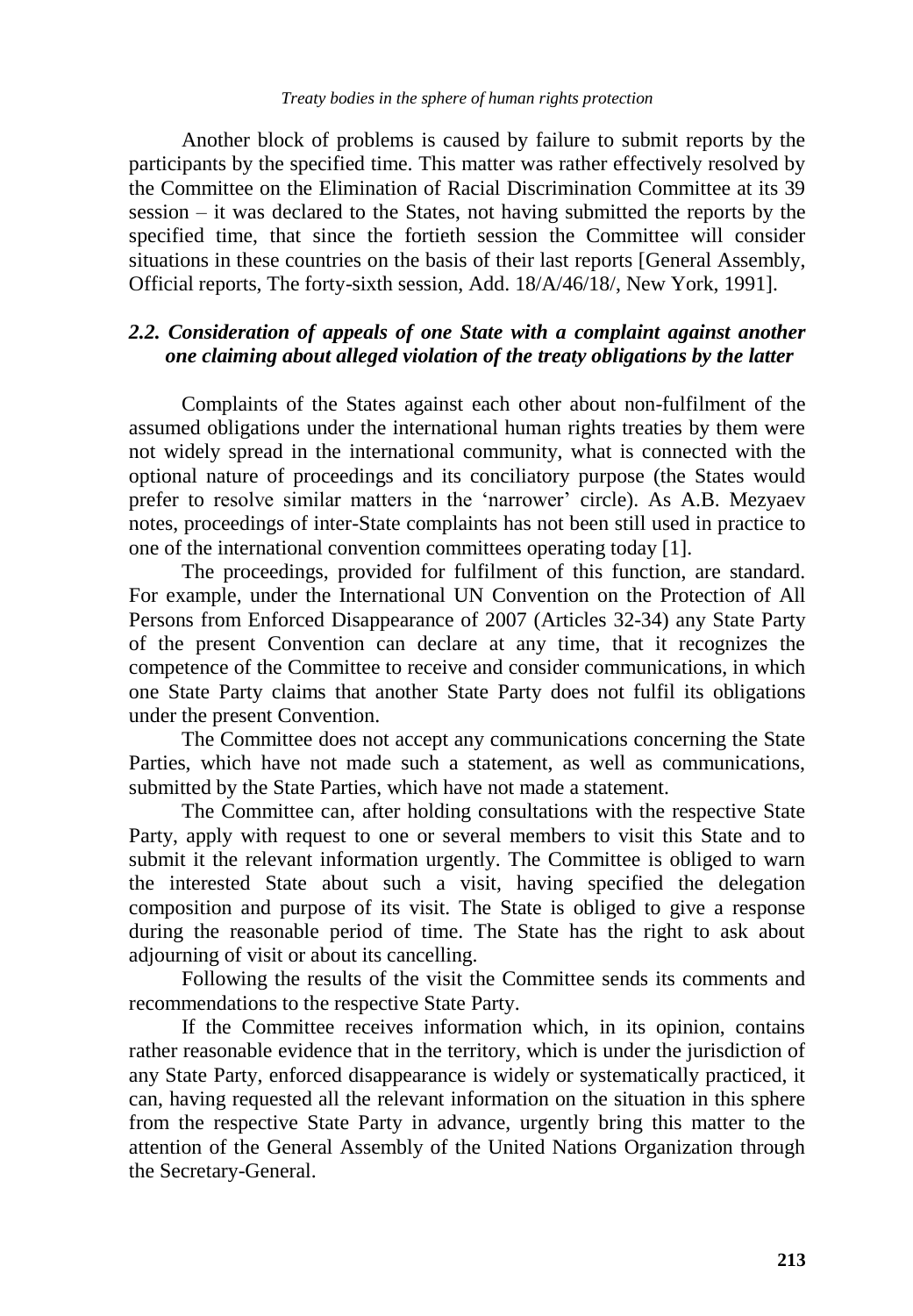Another block of problems is caused by failure to submit reports by the participants by the specified time. This matter was rather effectively resolved by the Committee on the Elimination of Racial Discrimination Committee at its 39 session – it was declared to the States, not having submitted the reports by the specified time, that since the fortieth session the Committee will consider situations in these countries on the basis of their last reports [General Assembly, Official reports, The forty-sixth session, Add. 18/A/46/18/, New York, 1991].

### *2.2. Consideration of appeals of one State with a complaint against another one claiming about alleged violation of the treaty obligations by the latter*

Complaints of the States against each other about non-fulfilment of the assumed obligations under the international human rights treaties by them were not widely spread in the international community, what is connected with the optional nature of proceedings and its conciliatory purpose (the States would prefer to resolve similar matters in the 'narrower' circle). As A.B. Mezyaev notes, proceedings of inter-State complaints has not been still used in practice to one of the international convention committees operating today [1].

The proceedings, provided for fulfilment of this function, are standard. For example, under the International UN Convention on the Protection of All Persons from Enforced Disappearance of 2007 (Articles 32-34) any State Party of the present Convention can declare at any time, that it recognizes the competence of the Committee to receive and consider communications, in which one State Party claims that another State Party does not fulfil its obligations under the present Convention.

The Committee does not accept any communications concerning the State Parties, which have not made such a statement, as well as communications, submitted by the State Parties, which have not made a statement.

The Committee can, after holding consultations with the respective State Party, apply with request to one or several members to visit this State and to submit it the relevant information urgently. The Committee is obliged to warn the interested State about such a visit, having specified the delegation composition and purpose of its visit. The State is obliged to give a response during the reasonable period of time. The State has the right to ask about adjourning of visit or about its cancelling.

Following the results of the visit the Committee sends its comments and recommendations to the respective State Party.

If the Committee receives information which, in its opinion, contains rather reasonable evidence that in the territory, which is under the jurisdiction of any State Party, enforced disappearance is widely or systematically practiced, it can, having requested all the relevant information on the situation in this sphere from the respective State Party in advance, urgently bring this matter to the attention of the General Assembly of the United Nations Organization through the Secretary-General.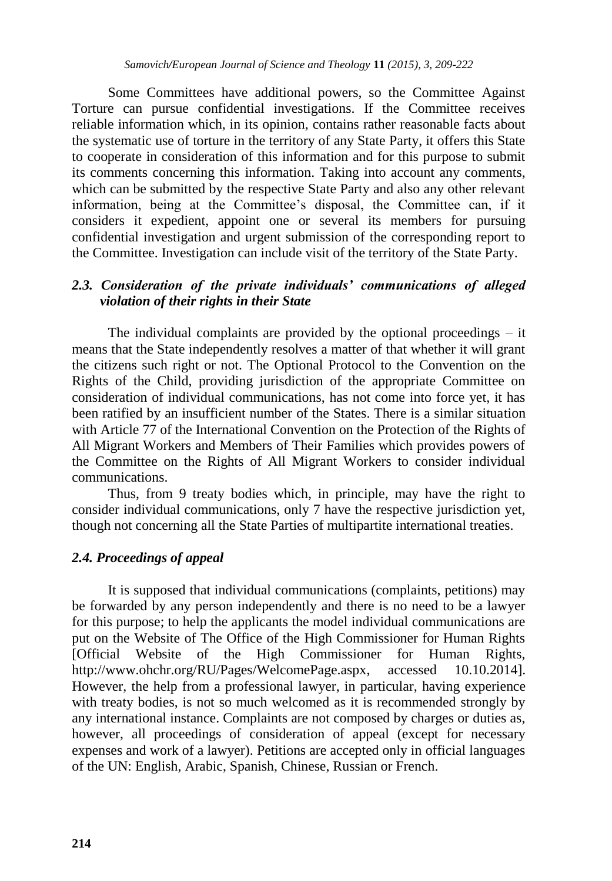Some Committees have additional powers, so the Committee Against Torture can pursue confidential investigations. If the Committee receives reliable information which, in its opinion, contains rather reasonable facts about the systematic use of torture in the territory of any State Party, it offers this State to cooperate in consideration of this information and for this purpose to submit its comments concerning this information. Taking into account any comments, which can be submitted by the respective State Party and also any other relevant information, being at the Committee's disposal, the Committee can, if it considers it expedient, appoint one or several its members for pursuing confidential investigation and urgent submission of the corresponding report to the Committee. Investigation can include visit of the territory of the State Party.

### *2.3. Consideration of the private individuals' communications of alleged violation of their rights in their State*

The individual complaints are provided by the optional proceedings – it means that the State independently resolves a matter of that whether it will grant the citizens such right or not. The Optional Protocol to the Convention on the Rights of the Child, providing jurisdiction of the appropriate Committee on consideration of individual communications, has not come into force yet, it has been ratified by an insufficient number of the States. There is a similar situation with Article 77 of the International Convention on the Protection of the Rights of All Migrant Workers and Members of Their Families which provides powers of the Committee on the Rights of All Migrant Workers to consider individual communications.

Thus, from 9 treaty bodies which, in principle, may have the right to consider individual communications, only 7 have the respective jurisdiction yet, though not concerning all the State Parties of multipartite international treaties.

### *2.4. Proceedings of appeal*

It is supposed that individual communications (complaints, petitions) may be forwarded by any person independently and there is no need to be a lawyer for this purpose; to help the applicants the model individual communications are put on the Website of The Office of the High Commissioner for Human Rights [Official Website of the High Commissioner for Human Rights, http://www.ohchr.org/RU/Pages/WelcomePage.aspx, accessed 10.10.2014]. However, the help from a professional lawyer, in particular, having experience with treaty bodies, is not so much welcomed as it is recommended strongly by any international instance. Complaints are not composed by charges or duties as, however, all proceedings of consideration of appeal (except for necessary expenses and work of a lawyer). Petitions are accepted only in official languages of the UN: English, Arabic, Spanish, Chinese, Russian or French.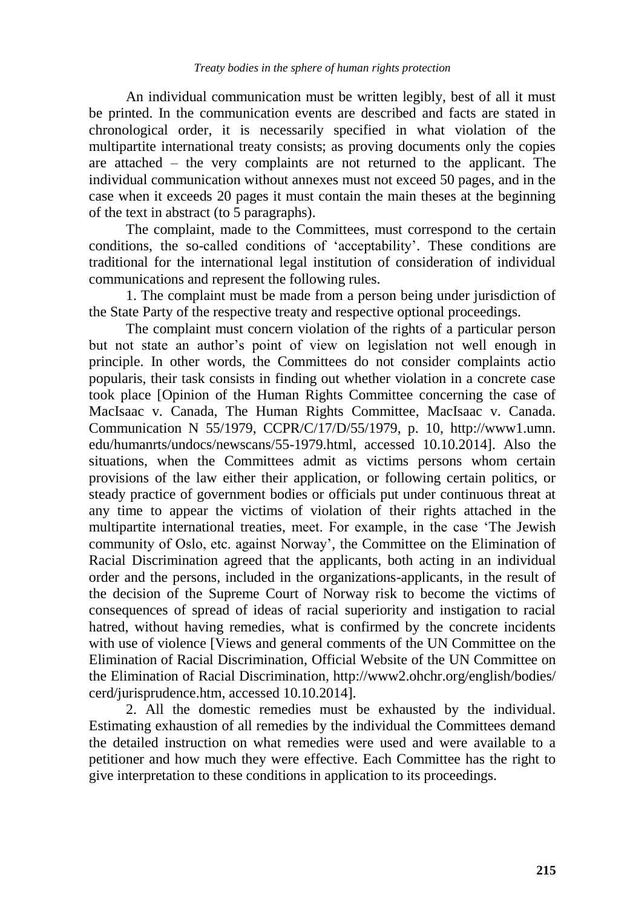An individual communication must be written legibly, best of all it must be printed. In the communication events are described and facts are stated in chronological order, it is necessarily specified in what violation of the multipartite international treaty consists; as proving documents only the copies are attached – the very complaints are not returned to the applicant. The individual communication without annexes must not exceed 50 pages, and in the case when it exceeds 20 pages it must contain the main theses at the beginning of the text in abstract (to 5 paragraphs).

The complaint, made to the Committees, must correspond to the certain conditions, the so-called conditions of 'acceptability'. These conditions are traditional for the international legal institution of consideration of individual communications and represent the following rules.

1. The complaint must be made from a person being under jurisdiction of the State Party of the respective treaty and respective optional proceedings.

The complaint must concern violation of the rights of a particular person but not state an author's point of view on legislation not well enough in principle. In other words, the Committees do not consider complaints actio popularis, their task consists in finding out whether violation in a concrete case took place [Opinion of the Human Rights Committee concerning the case of MacIsaac v. Canada, The Human Rights Committee, MacIsaac v. Canada. Communication N 55/1979, CCPR/C/17/D/55/1979, p. 10, http://www1.umn.edu/humanrts/undocs/newscans/55-1979.html, accessed 10.10.2014]. Also the situations, when the Committees admit as victims persons whom certain provisions of the law either their application, or following certain politics, or steady practice of government bodies or officials put under continuous threat at any time to appear the victims of violation of their rights attached in the multipartite international treaties, meet. For example, in the case 'The Jewish community of Oslo, etc. against Norway', the Committee on the Elimination of Racial Discrimination agreed that the applicants, both acting in an individual order and the persons, included in the organizations-applicants, in the result of the decision of the Supreme Court of Norway risk to become the victims of consequences of spread of ideas of racial superiority and instigation to racial hatred, without having remedies, what is confirmed by the concrete incidents with use of violence [Views and general comments of the UN Committee on the Elimination of Racial Discrimination, Official Website of the UN Committee on the Elimination of Racial Discrimination, http://www2.ohchr.org/english/bodies/cerd/jurisprudence.htm, accessed 10.10.2014].

2. All the domestic remedies must be exhausted by the individual. Estimating exhaustion of all remedies by the individual the Committees demand the detailed instruction on what remedies were used and were available to a petitioner and how much they were effective. Each Committee has the right to give interpretation to these conditions in application to its proceedings.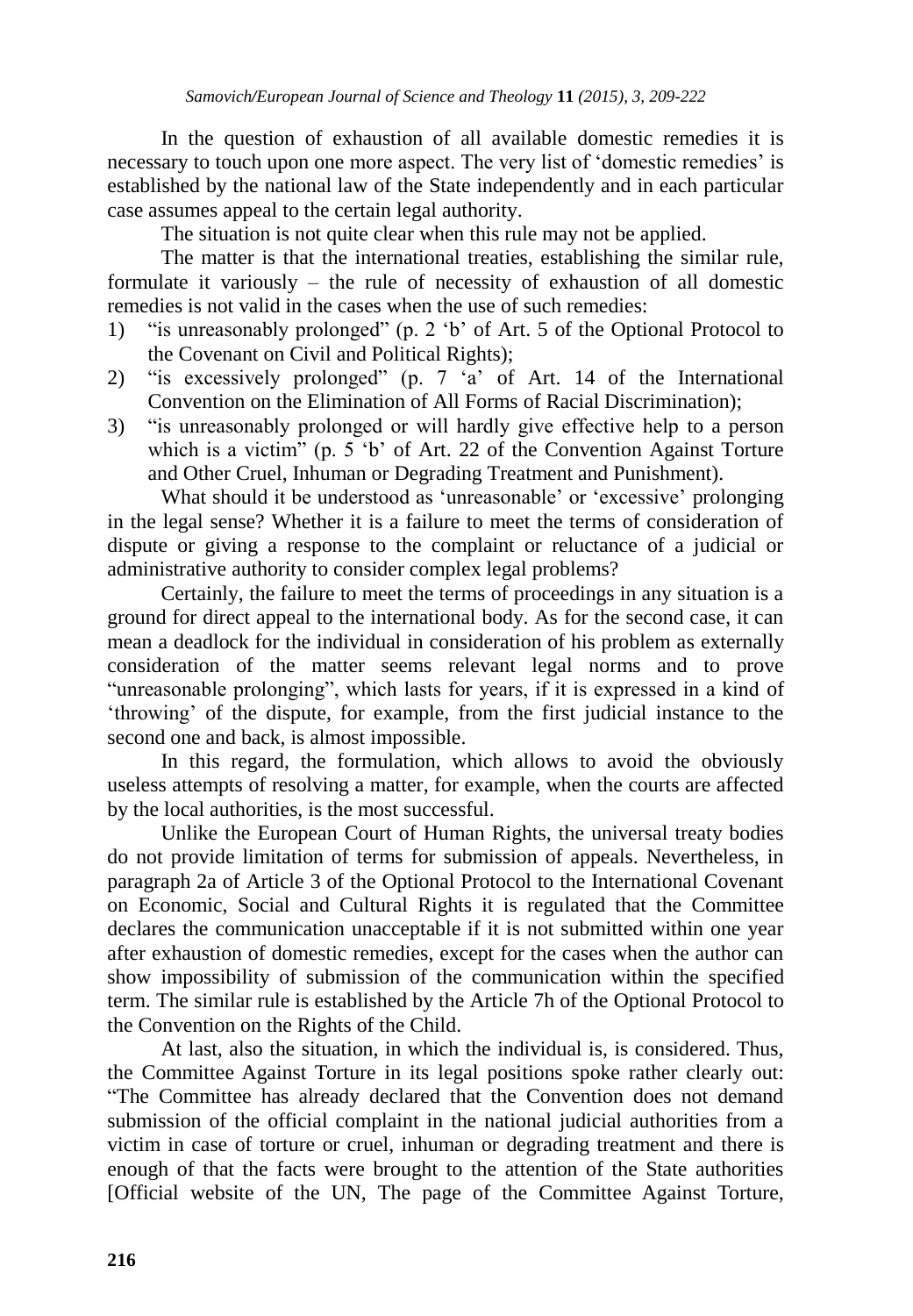In the question of exhaustion of all available domestic remedies it is necessary to touch upon one more aspect. The very list of 'domestic remedies' is established by the national law of the State independently and in each particular case assumes appeal to the certain legal authority.

The situation is not quite clear when this rule may not be applied.

The matter is that the international treaties, establishing the similar rule, formulate it variously – the rule of necessity of exhaustion of all domestic remedies is not valid in the cases when the use of such remedies:

1) "is unreasonably prolonged" (p. 2 'b' of Art. 5 of the Optional Protocol to the Covenant on Civil and Political Rights);
2) "is excessively prolonged" (p. 7 'a' of Art. 14 of the International Convention on the Elimination of All Forms of Racial Discrimination);
3) "is unreasonably prolonged or will hardly give effective help to a person which is a victim" (p. 5 'b' of Art. 22 of the Convention Against Torture and Other Cruel, Inhuman or Degrading Treatment and Punishment).

What should it be understood as 'unreasonable' or 'excessive' prolonging in the legal sense? Whether it is a failure to meet the terms of consideration of dispute or giving a response to the complaint or reluctance of a judicial or administrative authority to consider complex legal problems?

Certainly, the failure to meet the terms of proceedings in any situation is a ground for direct appeal to the international body. As for the second case, it can mean a deadlock for the individual in consideration of his problem as externally consideration of the matter seems relevant legal norms and to prove "unreasonable prolonging", which lasts for years, if it is expressed in a kind of 'throwing' of the dispute, for example, from the first judicial instance to the second one and back, is almost impossible.

In this regard, the formulation, which allows to avoid the obviously useless attempts of resolving a matter, for example, when the courts are affected by the local authorities, is the most successful.

Unlike the European Court of Human Rights, the universal treaty bodies do not provide limitation of terms for submission of appeals. Nevertheless, in paragraph 2a of Article 3 of the Optional Protocol to the International Covenant on Economic, Social and Cultural Rights it is regulated that the Committee declares the communication unacceptable if it is not submitted within one year after exhaustion of domestic remedies, except for the cases when the author can show impossibility of submission of the communication within the specified term. The similar rule is established by the Article 7h of the Optional Protocol to the Convention on the Rights of the Child.

At last, also the situation, in which the individual is, is considered. Thus, the Committee Against Torture in its legal positions spoke rather clearly out: "The Committee has already declared that the Convention does not demand submission of the official complaint in the national judicial authorities from a victim in case of torture or cruel, inhuman or degrading treatment and there is enough of that the facts were brought to the attention of the State authorities [Official website of the UN, The page of the Committee Against Torture,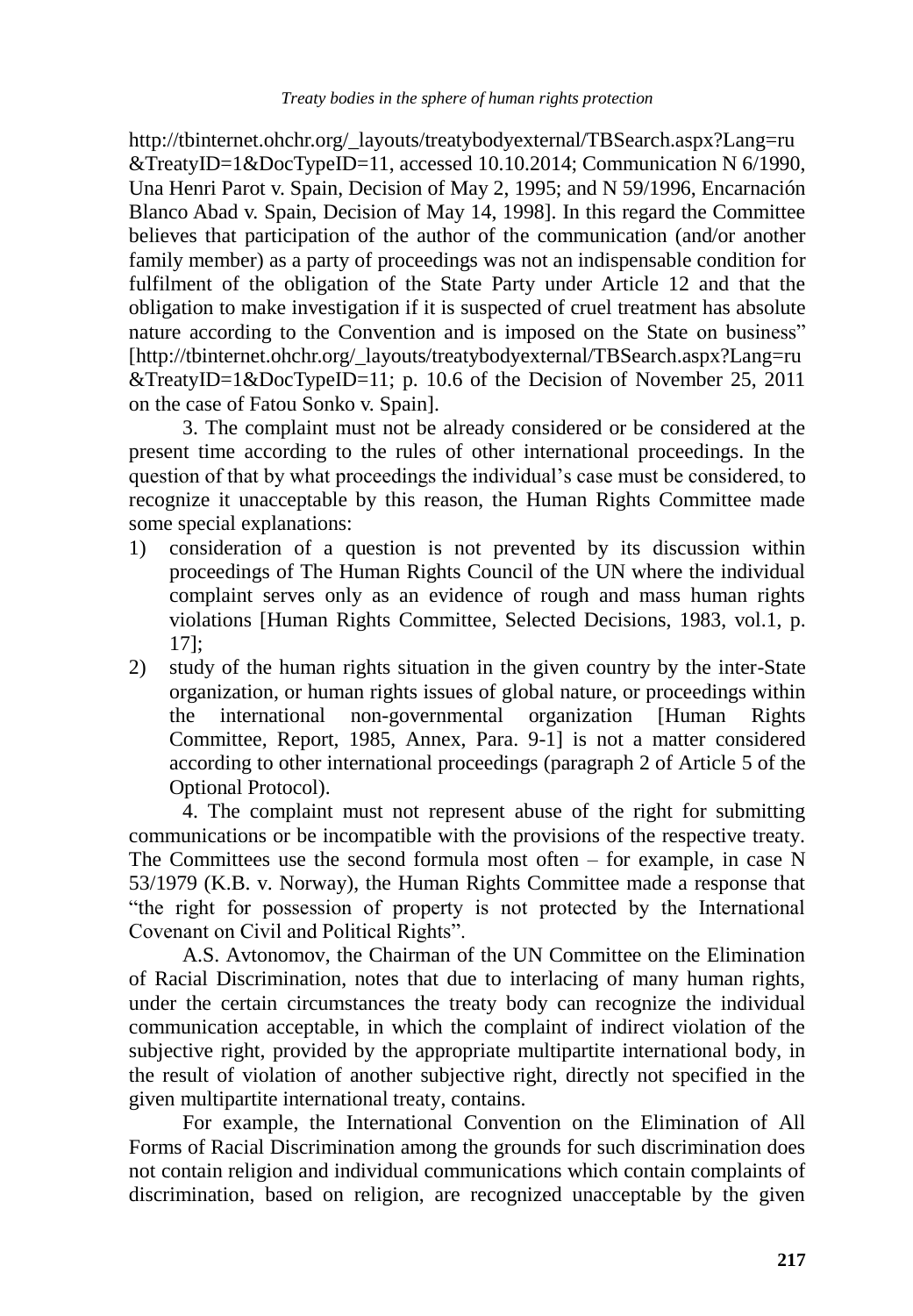http://tbinternet.ohchr.org/_layouts/treatybodyexternal/TBSearch.aspx?Lang=ru &TreatyID=1&DocTypeID=11, accessed 10.10.2014; Communication N 6/1990, Una Henri Parot v. Spain, Decision of May 2, 1995; and N 59/1996, Encarnación Blanco Abad v. Spain, Decision of May 14, 1998]. In this regard the Committee believes that participation of the author of the communication (and/or another family member) as a party of proceedings was not an indispensable condition for fulfilment of the obligation of the State Party under Article 12 and that the obligation to make investigation if it is suspected of cruel treatment has absolute nature according to the Convention and is imposed on the State on business" [http://tbinternet.ohchr.org/_layouts/treatybodyexternal/TBSearch.aspx?Lang=ru &TreatyID=1&DocTypeID=11; p. 10.6 of the Decision of November 25, 2011 on the case of Fatou Sonko v. Spain].

3. The complaint must not be already considered or be considered at the present time according to the rules of other international proceedings. In the question of that by what proceedings the individual's case must be considered, to recognize it unacceptable by this reason, the Human Rights Committee made some special explanations:

1) consideration of a question is not prevented by its discussion within proceedings of The Human Rights Council of the UN where the individual complaint serves only as an evidence of rough and mass human rights violations [Human Rights Committee, Selected Decisions, 1983, vol.1, p. 17];
2) study of the human rights situation in the given country by the inter-State organization, or human rights issues of global nature, or proceedings within the international non-governmental organization [Human Rights Committee, Report, 1985, Annex, Para. 9-1] is not a matter considered according to other international proceedings (paragraph 2 of Article 5 of the Optional Protocol).

4. The complaint must not represent abuse of the right for submitting communications or be incompatible with the provisions of the respective treaty. The Committees use the second formula most often – for example, in case N 53/1979 (K.B. v. Norway), the Human Rights Committee made a response that "the right for possession of property is not protected by the International Covenant on Civil and Political Rights".

A.S. Avtonomov, the Chairman of the UN Committee on the Elimination of Racial Discrimination, notes that due to interlacing of many human rights, under the certain circumstances the treaty body can recognize the individual communication acceptable, in which the complaint of indirect violation of the subjective right, provided by the appropriate multipartite international body, in the result of violation of another subjective right, directly not specified in the given multipartite international treaty, contains.

For example, the International Convention on the Elimination of All Forms of Racial Discrimination among the grounds for such discrimination does not contain religion and individual communications which contain complaints of discrimination, based on religion, are recognized unacceptable by the given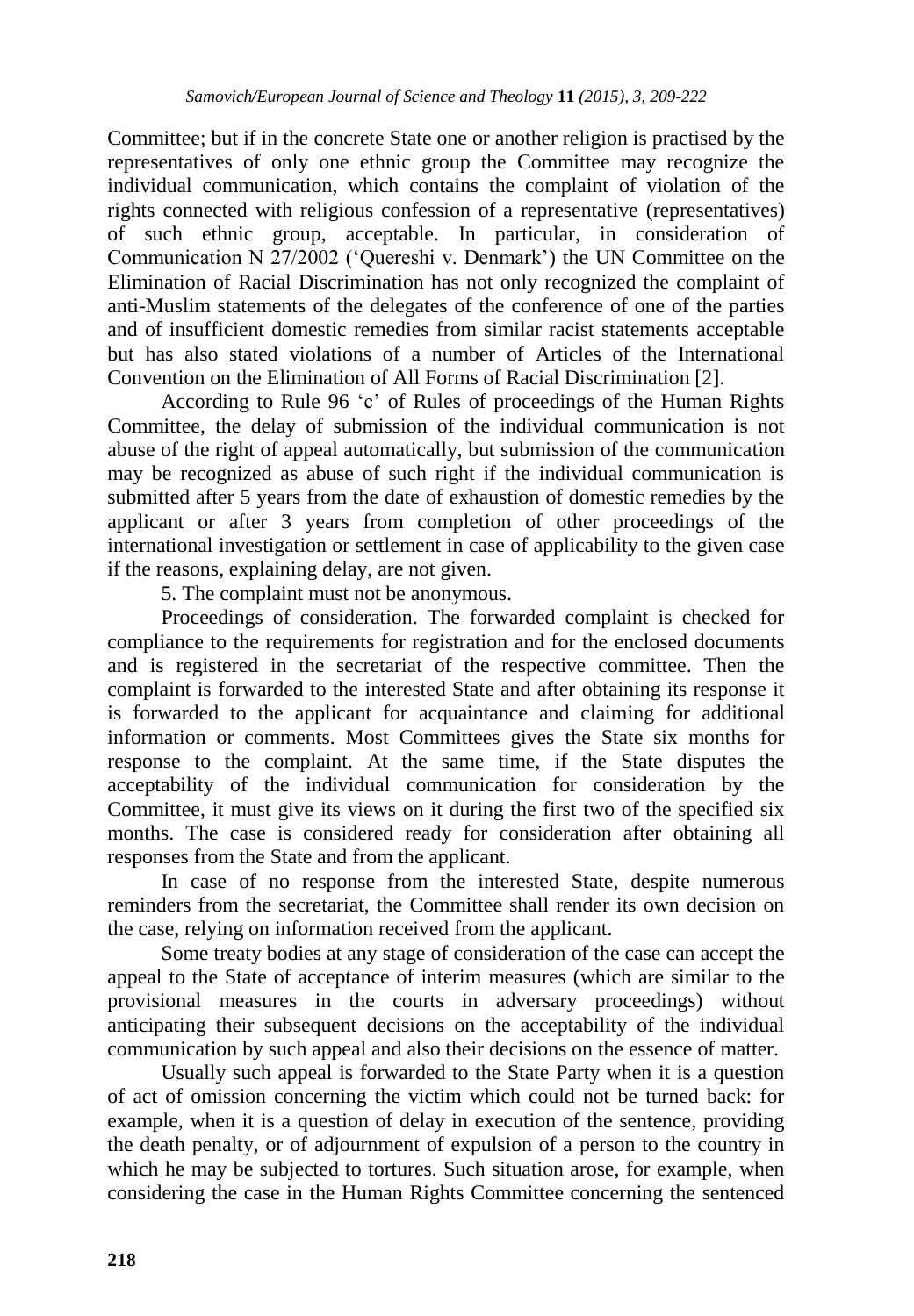Committee; but if in the concrete State one or another religion is practised by the representatives of only one ethnic group the Committee may recognize the individual communication, which contains the complaint of violation of the rights connected with religious confession of a representative (representatives) of such ethnic group, acceptable. In particular, in consideration of Communication N 27/2002 ('Quereshi v. Denmark') the UN Committee on the Elimination of Racial Discrimination has not only recognized the complaint of anti-Muslim statements of the delegates of the conference of one of the parties and of insufficient domestic remedies from similar racist statements acceptable but has also stated violations of a number of Articles of the International Convention on the Elimination of All Forms of Racial Discrimination [2].

According to Rule 96 'c' of Rules of proceedings of the Human Rights Committee, the delay of submission of the individual communication is not abuse of the right of appeal automatically, but submission of the communication may be recognized as abuse of such right if the individual communication is submitted after 5 years from the date of exhaustion of domestic remedies by the applicant or after 3 years from completion of other proceedings of the international investigation or settlement in case of applicability to the given case if the reasons, explaining delay, are not given.

5. The complaint must not be anonymous.

Proceedings of consideration. The forwarded complaint is checked for compliance to the requirements for registration and for the enclosed documents and is registered in the secretariat of the respective committee. Then the complaint is forwarded to the interested State and after obtaining its response it is forwarded to the applicant for acquaintance and claiming for additional information or comments. Most Committees gives the State six months for response to the complaint. At the same time, if the State disputes the acceptability of the individual communication for consideration by the Committee, it must give its views on it during the first two of the specified six months. The case is considered ready for consideration after obtaining all responses from the State and from the applicant.

In case of no response from the interested State, despite numerous reminders from the secretariat, the Committee shall render its own decision on the case, relying on information received from the applicant.

Some treaty bodies at any stage of consideration of the case can accept the appeal to the State of acceptance of interim measures (which are similar to the provisional measures in the courts in adversary proceedings) without anticipating their subsequent decisions on the acceptability of the individual communication by such appeal and also their decisions on the essence of matter.

Usually such appeal is forwarded to the State Party when it is a question of act of omission concerning the victim which could not be turned back: for example, when it is a question of delay in execution of the sentence, providing the death penalty, or of adjournment of expulsion of a person to the country in which he may be subjected to tortures. Such situation arose, for example, when considering the case in the Human Rights Committee concerning the sentenced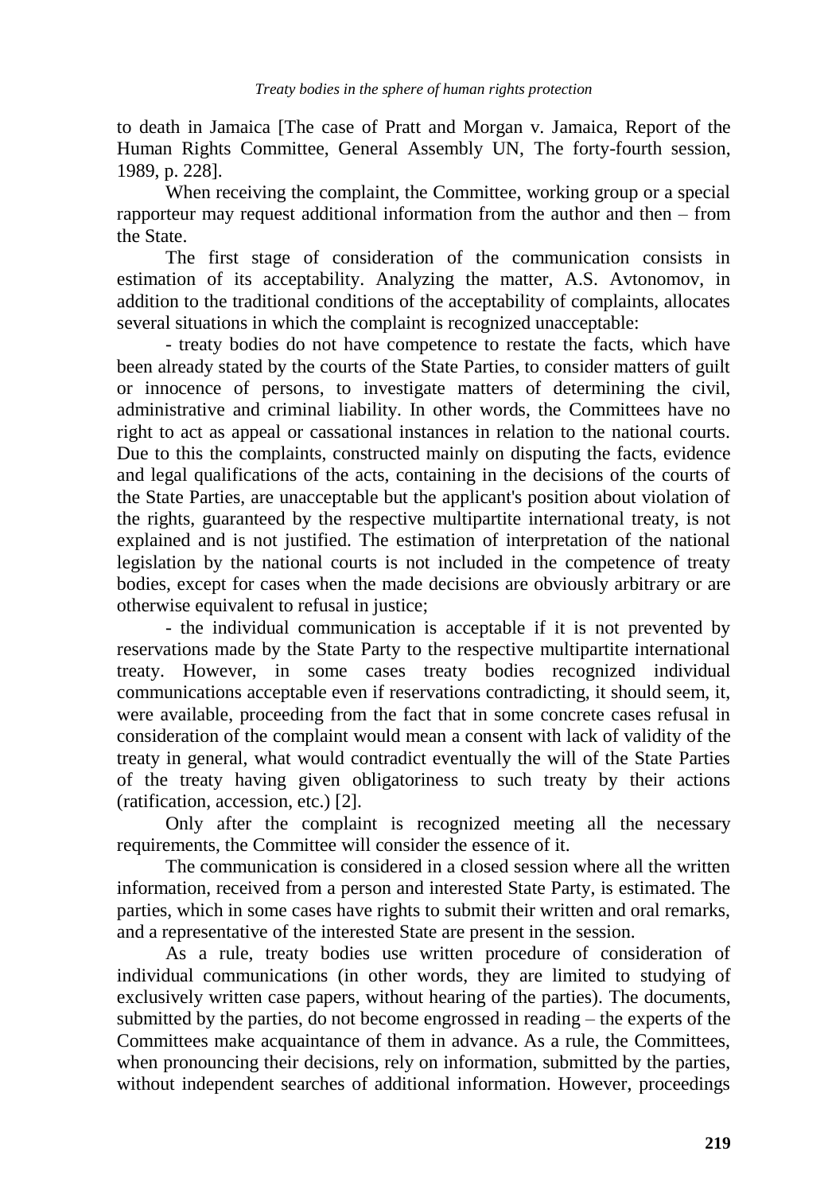to death in Jamaica [The case of Pratt and Morgan v. Jamaica, Report of the Human Rights Committee, General Assembly UN, The forty-fourth session, 1989, p. 228].

When receiving the complaint, the Committee, working group or a special rapporteur may request additional information from the author and then – from the State.

The first stage of consideration of the communication consists in estimation of its acceptability. Analyzing the matter, A.S. Avtonomov, in addition to the traditional conditions of the acceptability of complaints, allocates several situations in which the complaint is recognized unacceptable:

- treaty bodies do not have competence to restate the facts, which have been already stated by the courts of the State Parties, to consider matters of guilt or innocence of persons, to investigate matters of determining the civil, administrative and criminal liability. In other words, the Committees have no right to act as appeal or cassational instances in relation to the national courts. Due to this the complaints, constructed mainly on disputing the facts, evidence and legal qualifications of the acts, containing in the decisions of the courts of the State Parties, are unacceptable but the applicant's position about violation of the rights, guaranteed by the respective multipartite international treaty, is not explained and is not justified. The estimation of interpretation of the national legislation by the national courts is not included in the competence of treaty bodies, except for cases when the made decisions are obviously arbitrary or are otherwise equivalent to refusal in justice;

- the individual communication is acceptable if it is not prevented by reservations made by the State Party to the respective multipartite international treaty. However, in some cases treaty bodies recognized individual communications acceptable even if reservations contradicting, it should seem, it, were available, proceeding from the fact that in some concrete cases refusal in consideration of the complaint would mean a consent with lack of validity of the treaty in general, what would contradict eventually the will of the State Parties of the treaty having given obligatoriness to such treaty by their actions (ratification, accession, etc.) [2].

Only after the complaint is recognized meeting all the necessary requirements, the Committee will consider the essence of it.

The communication is considered in a closed session where all the written information, received from a person and interested State Party, is estimated. The parties, which in some cases have rights to submit their written and oral remarks, and a representative of the interested State are present in the session.

As a rule, treaty bodies use written procedure of consideration of individual communications (in other words, they are limited to studying of exclusively written case papers, without hearing of the parties). The documents, submitted by the parties, do not become engrossed in reading – the experts of the Committees make acquaintance of them in advance. As a rule, the Committees, when pronouncing their decisions, rely on information, submitted by the parties, without independent searches of additional information. However, proceedings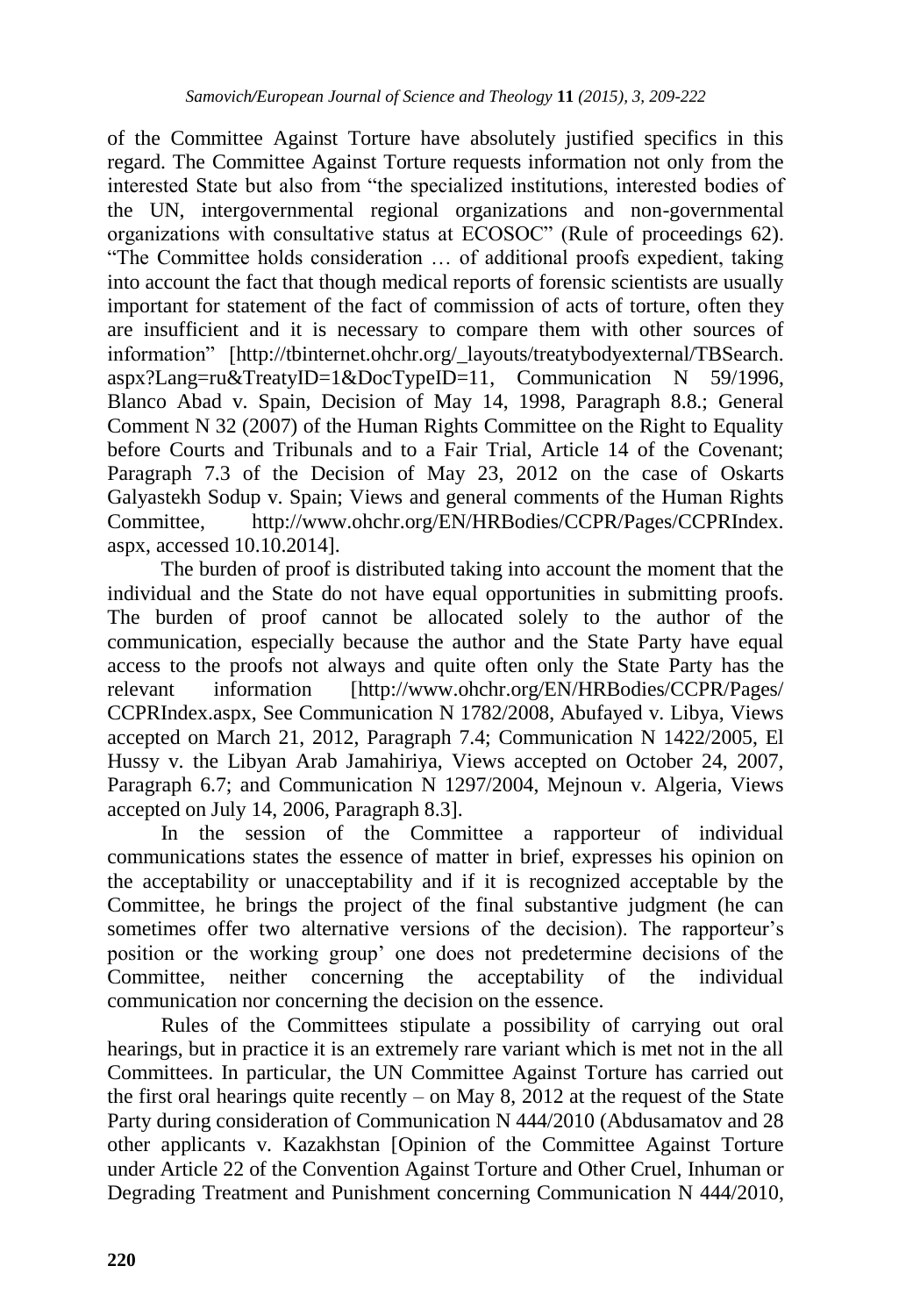of the Committee Against Torture have absolutely justified specifics in this regard. The Committee Against Torture requests information not only from the interested State but also from "the specialized institutions, interested bodies of the UN, intergovernmental regional organizations and non-governmental organizations with consultative status at ECOSOC" (Rule of proceedings 62). "The Committee holds consideration … of additional proofs expedient, taking into account the fact that though medical reports of forensic scientists are usually important for statement of the fact of commission of acts of torture, often they are insufficient and it is necessary to compare them with other sources of information" [http://tbinternet.ohchr.org/_layouts/treatybodyexternal/TBSearch.aspx?Lang=ru&TreatyID=1&DocTypeID=11, Communication N 59/1996, Blanco Abad v. Spain, Decision of May 14, 1998, Paragraph 8.8.; General Comment N 32 (2007) of the Human Rights Committee on the Right to Equality before Courts and Tribunals and to a Fair Trial, Article 14 of the Covenant; Paragraph 7.3 of the Decision of May 23, 2012 on the case of Oskarts Galyastekh Sodup v. Spain; Views and general comments of the Human Rights Committee, http://www.ohchr.org/EN/HRBodies/CCPR/Pages/CCPRIndex.aspx, accessed 10.10.2014].

The burden of proof is distributed taking into account the moment that the individual and the State do not have equal opportunities in submitting proofs. The burden of proof cannot be allocated solely to the author of the communication, especially because the author and the State Party have equal access to the proofs not always and quite often only the State Party has the relevant information [http://www.ohchr.org/EN/HRBodies/CCPR/Pages/CCPRIndex.aspx, See Communication N 1782/2008, Abufayed v. Libya, Views accepted on March 21, 2012, Paragraph 7.4; Communication N 1422/2005, El Hussy v. the Libyan Arab Jamahiriya, Views accepted on October 24, 2007, Paragraph 6.7; and Communication N 1297/2004, Mejnoun v. Algeria, Views accepted on July 14, 2006, Paragraph 8.3].

In the session of the Committee a rapporteur of individual communications states the essence of matter in brief, expresses his opinion on the acceptability or unacceptability and if it is recognized acceptable by the Committee, he brings the project of the final substantive judgment (he can sometimes offer two alternative versions of the decision). The rapporteur's position or the working group' one does not predetermine decisions of the Committee, neither concerning the acceptability of the individual communication nor concerning the decision on the essence.

Rules of the Committees stipulate a possibility of carrying out oral hearings, but in practice it is an extremely rare variant which is met not in the all Committees. In particular, the UN Committee Against Torture has carried out the first oral hearings quite recently – on May 8, 2012 at the request of the State Party during consideration of Communication N 444/2010 (Abdusamatov and 28 other applicants v. Kazakhstan [Opinion of the Committee Against Torture under Article 22 of the Convention Against Torture and Other Cruel, Inhuman or Degrading Treatment and Punishment concerning Communication N 444/2010,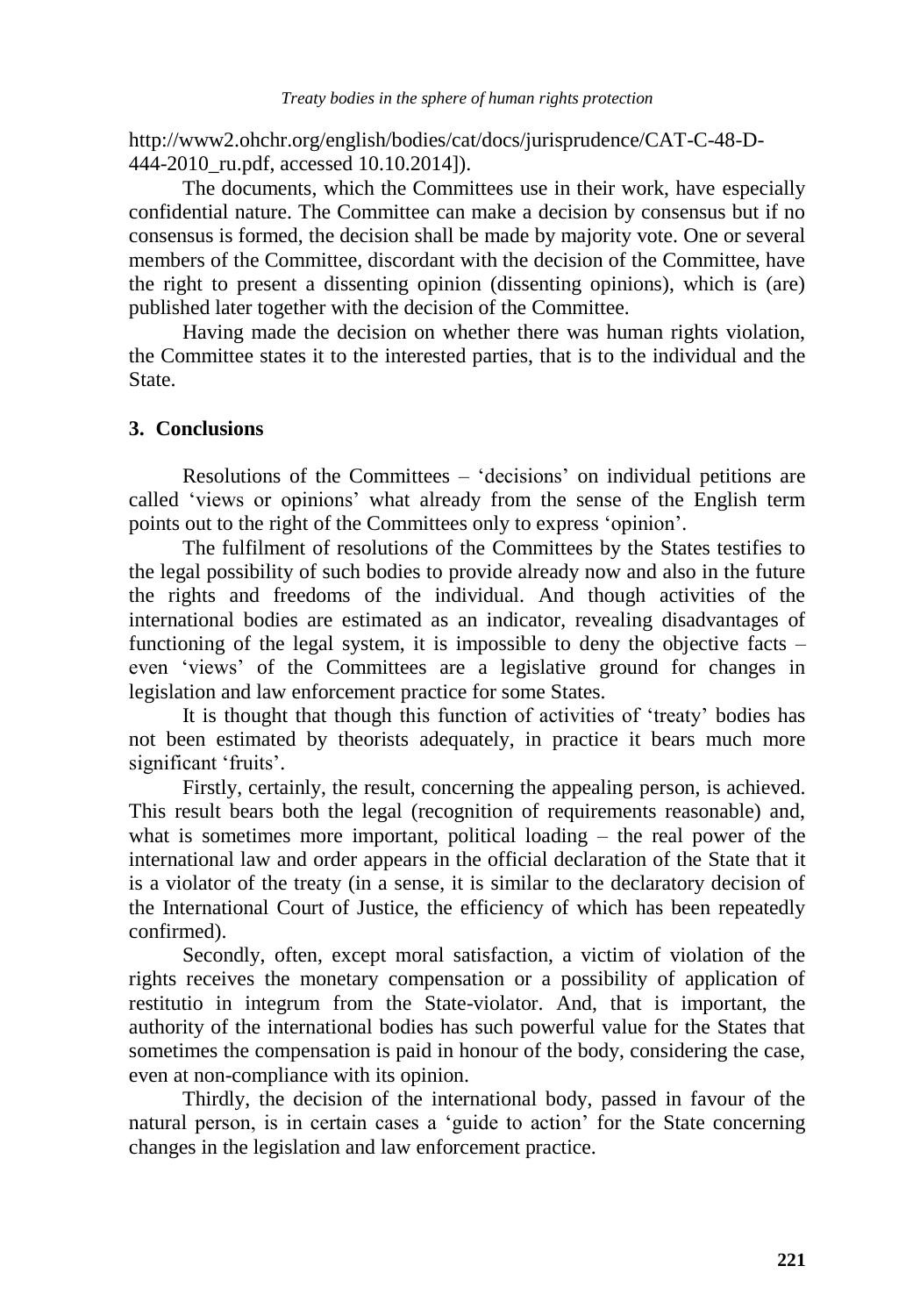http://www2.ohchr.org/english/bodies/cat/docs/jurisprudence/CAT-C-48-D-444-2010_ru.pdf, accessed 10.10.2014]).

The documents, which the Committees use in their work, have especially confidential nature. The Committee can make a decision by consensus but if no consensus is formed, the decision shall be made by majority vote. One or several members of the Committee, discordant with the decision of the Committee, have the right to present a dissenting opinion (dissenting opinions), which is (are) published later together with the decision of the Committee.

Having made the decision on whether there was human rights violation, the Committee states it to the interested parties, that is to the individual and the State.

## 3. Conclusions

Resolutions of the Committees – 'decisions' on individual petitions are called 'views or opinions' what already from the sense of the English term points out to the right of the Committees only to express 'opinion'.

The fulfilment of resolutions of the Committees by the States testifies to the legal possibility of such bodies to provide already now and also in the future the rights and freedoms of the individual. And though activities of the international bodies are estimated as an indicator, revealing disadvantages of functioning of the legal system, it is impossible to deny the objective facts – even 'views' of the Committees are a legislative ground for changes in legislation and law enforcement practice for some States.

It is thought that though this function of activities of 'treaty' bodies has not been estimated by theorists adequately, in practice it bears much more significant 'fruits'.

Firstly, certainly, the result, concerning the appealing person, is achieved. This result bears both the legal (recognition of requirements reasonable) and, what is sometimes more important, political loading – the real power of the international law and order appears in the official declaration of the State that it is a violator of the treaty (in a sense, it is similar to the declaratory decision of the International Court of Justice, the efficiency of which has been repeatedly confirmed).

Secondly, often, except moral satisfaction, a victim of violation of the rights receives the monetary compensation or a possibility of application of restitutio in integrum from the State-violator. And, that is important, the authority of the international bodies has such powerful value for the States that sometimes the compensation is paid in honour of the body, considering the case, even at non-compliance with its opinion.

Thirdly, the decision of the international body, passed in favour of the natural person, is in certain cases a 'guide to action' for the State concerning changes in the legislation and law enforcement practice.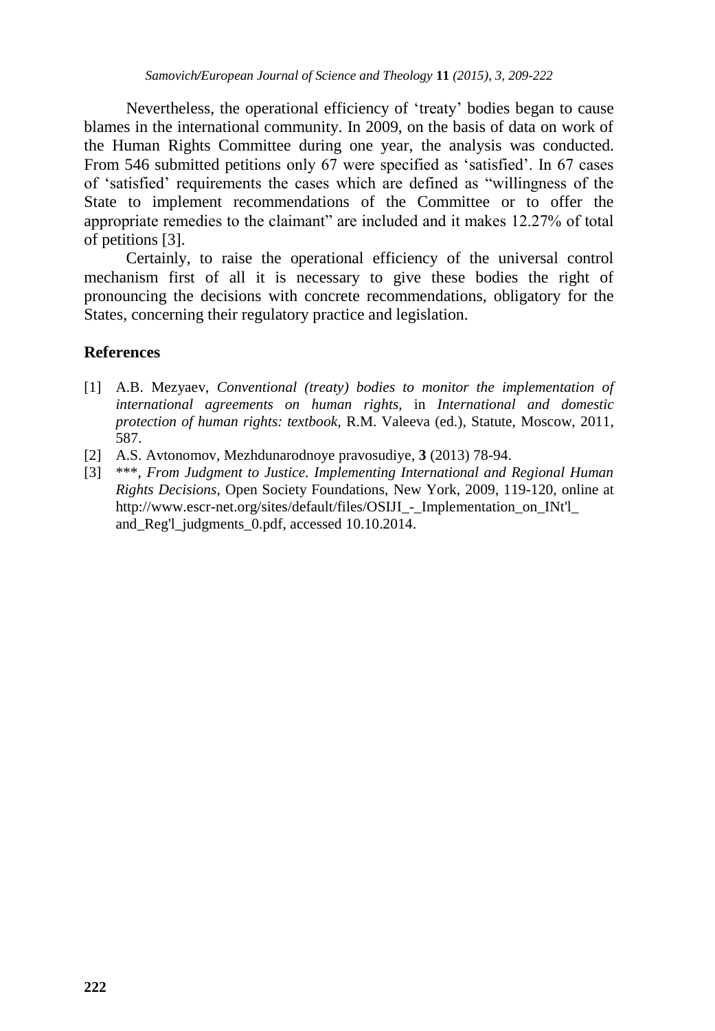Nevertheless, the operational efficiency of 'treaty' bodies began to cause blames in the international community. In 2009, on the basis of data on work of the Human Rights Committee during one year, the analysis was conducted. From 546 submitted petitions only 67 were specified as 'satisfied'. In 67 cases of 'satisfied' requirements the cases which are defined as "willingness of the State to implement recommendations of the Committee or to offer the appropriate remedies to the claimant" are included and it makes 12.27% of total of petitions [3].

Certainly, to raise the operational efficiency of the universal control mechanism first of all it is necessary to give these bodies the right of pronouncing the decisions with concrete recommendations, obligatory for the States, concerning their regulatory practice and legislation.

## References

[1] A.B. Mezyaev, *Conventional (treaty) bodies to monitor the implementation of international agreements on human rights*, in *International and domestic protection of human rights: textbook*, R.M. Valeeva (ed.), Statute, Moscow, 2011, 587.

[2] A.S. Avtonomov, Mezhdunarodnoye pravosudiye, **3** (2013) 78-94.

[3] ***, *From Judgment to Justice. Implementing International and Regional Human Rights Decisions*, Open Society Foundations, New York, 2009, 119-120, online at http://www.escr-net.org/sites/default/files/OSIJI_-_Implementation_on_INt'l_and_Reg'l_judgments_0.pdf, accessed 10.10.2014.